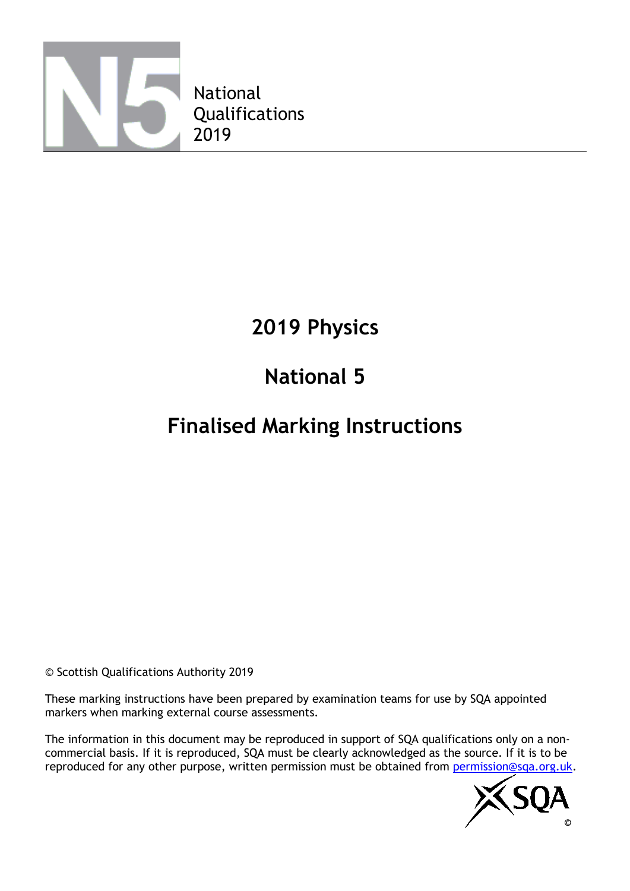National Qualifications 2019

# 2019 Physics

# National 5

# Finalised Marking Instructions

© Scottish Qualifications Authority 2019

These marking instructions have been prepared by examination teams for use by SQA appointed markers when marking external course assessments.

The information in this document may be reproduced in support of SQA qualifications only on a non-commercial basis. If it is reproduced, SQA must be clearly acknowledged as the source. If it is to be reproduced for any other purpose, written permission must be obtained from permission@sqa.org.uk.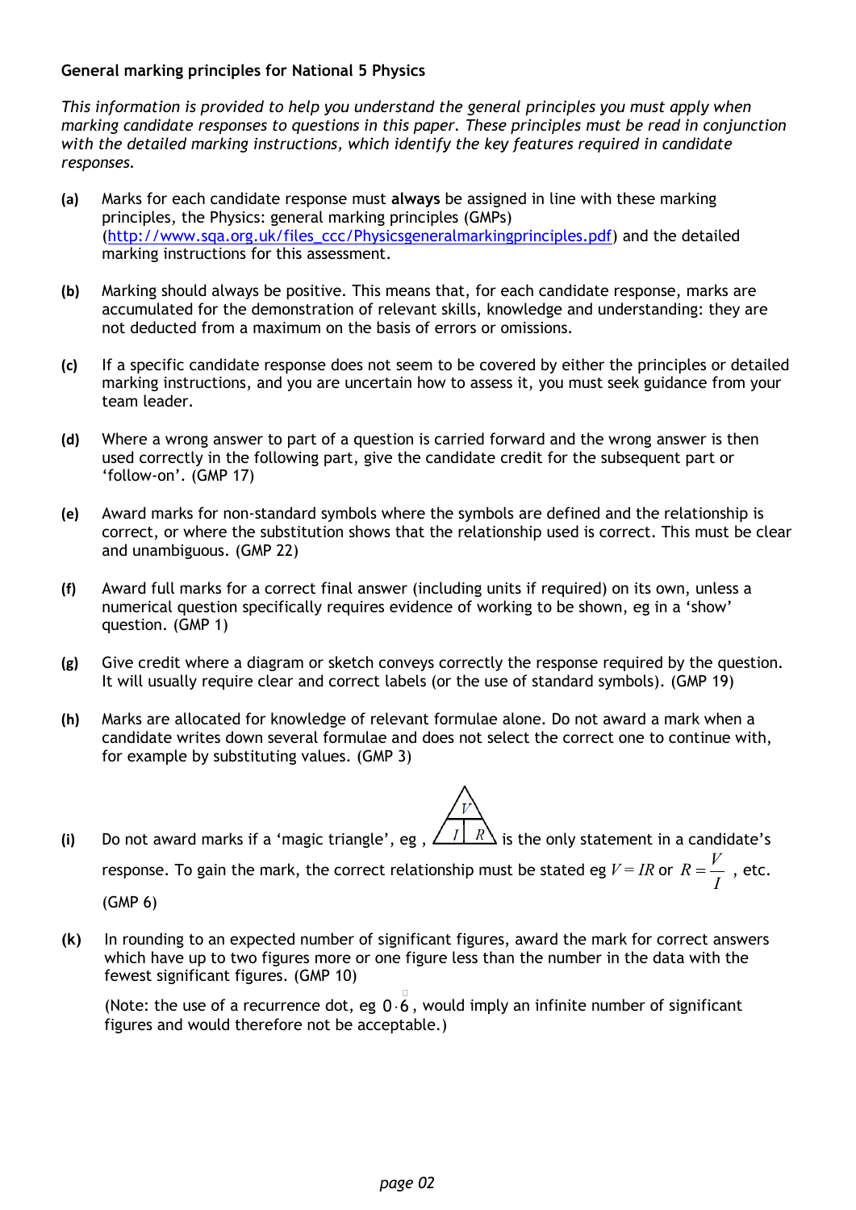**General marking principles for National 5 Physics**

*This information is provided to help you understand the general principles you must apply when marking candidate responses to questions in this paper. These principles must be read in conjunction with the detailed marking instructions, which identify the key features required in candidate responses.*

**(a)** Marks for each candidate response must **always** be assigned in line with these marking principles, the Physics: general marking principles (GMPs) (http://www.sqa.org.uk/files_ccc/Physicsgeneralmarkingprinciples.pdf) and the detailed marking instructions for this assessment.

**(b)** Marking should always be positive. This means that, for each candidate response, marks are accumulated for the demonstration of relevant skills, knowledge and understanding: they are not deducted from a maximum on the basis of errors or omissions.

**(c)** If a specific candidate response does not seem to be covered by either the principles or detailed marking instructions, and you are uncertain how to assess it, you must seek guidance from your team leader.

**(d)** Where a wrong answer to part of a question is carried forward and the wrong answer is then used correctly in the following part, give the candidate credit for the subsequent part or 'follow-on'. (GMP 17)

**(e)** Award marks for non-standard symbols where the symbols are defined and the relationship is correct, or where the substitution shows that the relationship used is correct. This must be clear and unambiguous. (GMP 22)

**(f)** Award full marks for a correct final answer (including units if required) on its own, unless a numerical question specifically requires evidence of working to be shown, eg in a 'show' question. (GMP 1)

**(g)** Give credit where a diagram or sketch conveys correctly the response required by the question. It will usually require clear and correct labels (or the use of standard symbols). (GMP 19)

**(h)** Marks are allocated for knowledge of relevant formulae alone. Do not award a mark when a candidate writes down several formulae and does not select the correct one to continue with, for example by substituting values. (GMP 3)

**(i)** Do not award marks if a 'magic triangle', eg , (triangle with $V$ above $I$ and $R$) is the only statement in a candidate's response. To gain the mark, the correct relationship must be stated eg $V = IR$ or $R = \frac{V}{I}$ , etc. (GMP 6)

**(k)** In rounding to an expected number of significant figures, award the mark for correct answers which have up to two figures more or one figure less than the number in the data with the fewest significant figures. (GMP 10)

(Note: the use of a recurrence dot, eg $0 \cdot \dot{6}$, would imply an infinite number of significant figures and would therefore not be acceptable.)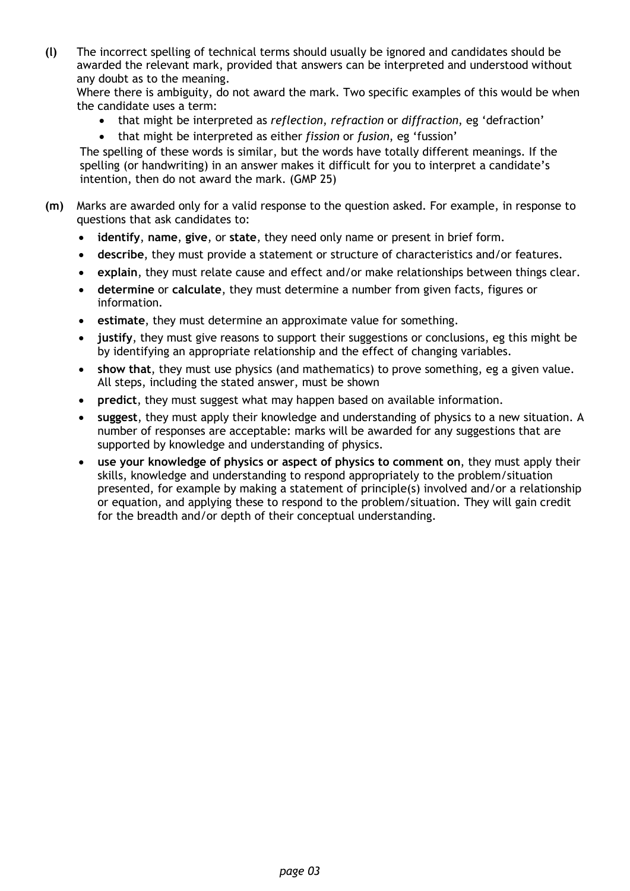**(l)** The incorrect spelling of technical terms should usually be ignored and candidates should be awarded the relevant mark, provided that answers can be interpreted and understood without any doubt as to the meaning.

Where there is ambiguity, do not award the mark. Two specific examples of this would be when the candidate uses a term:

- that might be interpreted as *reflection*, *refraction* or *diffraction*, eg 'defraction'
- that might be interpreted as either *fission* or *fusion*, eg 'fussion'

The spelling of these words is similar, but the words have totally different meanings. If the spelling (or handwriting) in an answer makes it difficult for you to interpret a candidate's intention, then do not award the mark. (GMP 25)

**(m)** Marks are awarded only for a valid response to the question asked. For example, in response to questions that ask candidates to:

- **identify**, **name**, **give**, or **state**, they need only name or present in brief form.
- **describe**, they must provide a statement or structure of characteristics and/or features.
- **explain**, they must relate cause and effect and/or make relationships between things clear.
- **determine** or **calculate**, they must determine a number from given facts, figures or information.
- **estimate**, they must determine an approximate value for something.
- **justify**, they must give reasons to support their suggestions or conclusions, eg this might be by identifying an appropriate relationship and the effect of changing variables.
- **show that**, they must use physics (and mathematics) to prove something, eg a given value. All steps, including the stated answer, must be shown
- **predict**, they must suggest what may happen based on available information.
- **suggest**, they must apply their knowledge and understanding of physics to a new situation. A number of responses are acceptable: marks will be awarded for any suggestions that are supported by knowledge and understanding of physics.
- **use your knowledge of physics or aspect of physics to comment on**, they must apply their skills, knowledge and understanding to respond appropriately to the problem/situation presented, for example by making a statement of principle(s) involved and/or a relationship or equation, and applying these to respond to the problem/situation. They will gain credit for the breadth and/or depth of their conceptual understanding.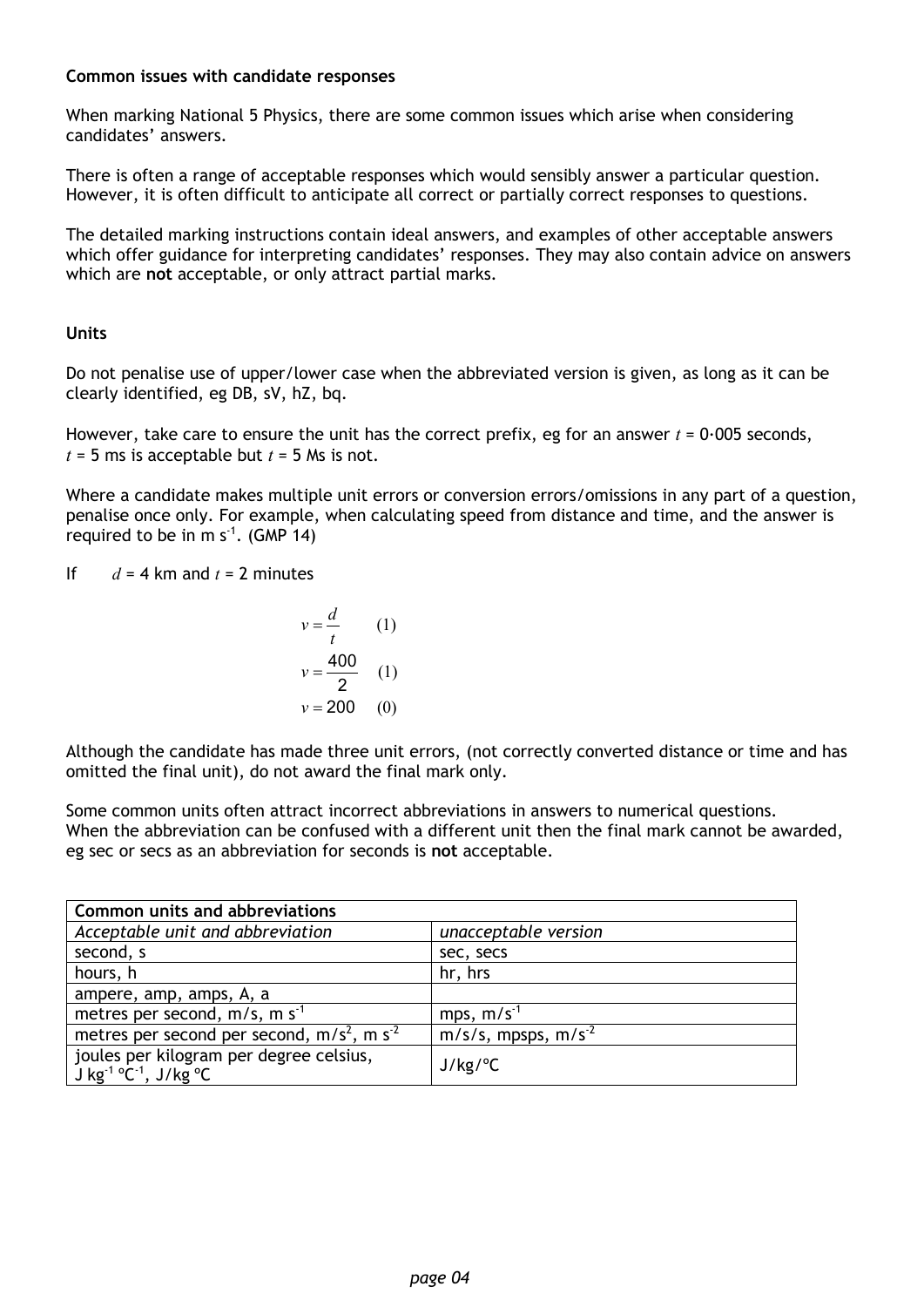**Common issues with candidate responses**

When marking National 5 Physics, there are some common issues which arise when considering candidates' answers.

There is often a range of acceptable responses which would sensibly answer a particular question. However, it is often difficult to anticipate all correct or partially correct responses to questions.

The detailed marking instructions contain ideal answers, and examples of other acceptable answers which offer guidance for interpreting candidates' responses. They may also contain advice on answers which are **not** acceptable, or only attract partial marks.

**Units**

Do not penalise use of upper/lower case when the abbreviated version is given, as long as it can be clearly identified, eg DB, sV, hZ, bq.

However, take care to ensure the unit has the correct prefix, eg for an answer $t$ = 0·005 seconds, $t$ = 5 ms is acceptable but $t$ = 5 Ms is not.

Where a candidate makes multiple unit errors or conversion errors/omissions in any part of a question, penalise once only. For example, when calculating speed from distance and time, and the answer is required to be in m $s^{-1}$. (GMP 14)

If $d$ = 4 km and $t$ = 2 minutes

$$v = \frac{d}{t} \quad (1)$$

$$v = \frac{400}{2} \quad (1)$$

$$v = 200 \quad (0)$$

Although the candidate has made three unit errors, (not correctly converted distance or time and has omitted the final unit), do not award the final mark only.

Some common units often attract incorrect abbreviations in answers to numerical questions. When the abbreviation can be confused with a different unit then the final mark cannot be awarded, eg sec or secs as an abbreviation for seconds is **not** acceptable.

| **Common units and abbreviations** | |
|---|---|
| *Acceptable unit and abbreviation* | *unacceptable version* |
| second, s | sec, secs |
| hours, h | hr, hrs |
| ampere, amp, amps, A, a | |
| metres per second, m/s, m $s^{-1}$ | mps, m/$s^{-1}$ |
| metres per second per second, m/$s^2$, m $s^{-2}$ | m/s/s, mpsps, m/$s^{-2}$ |
| joules per kilogram per degree celsius, J $kg^{-1}$ $°C^{-1}$, J/kg °C | J/kg/°C |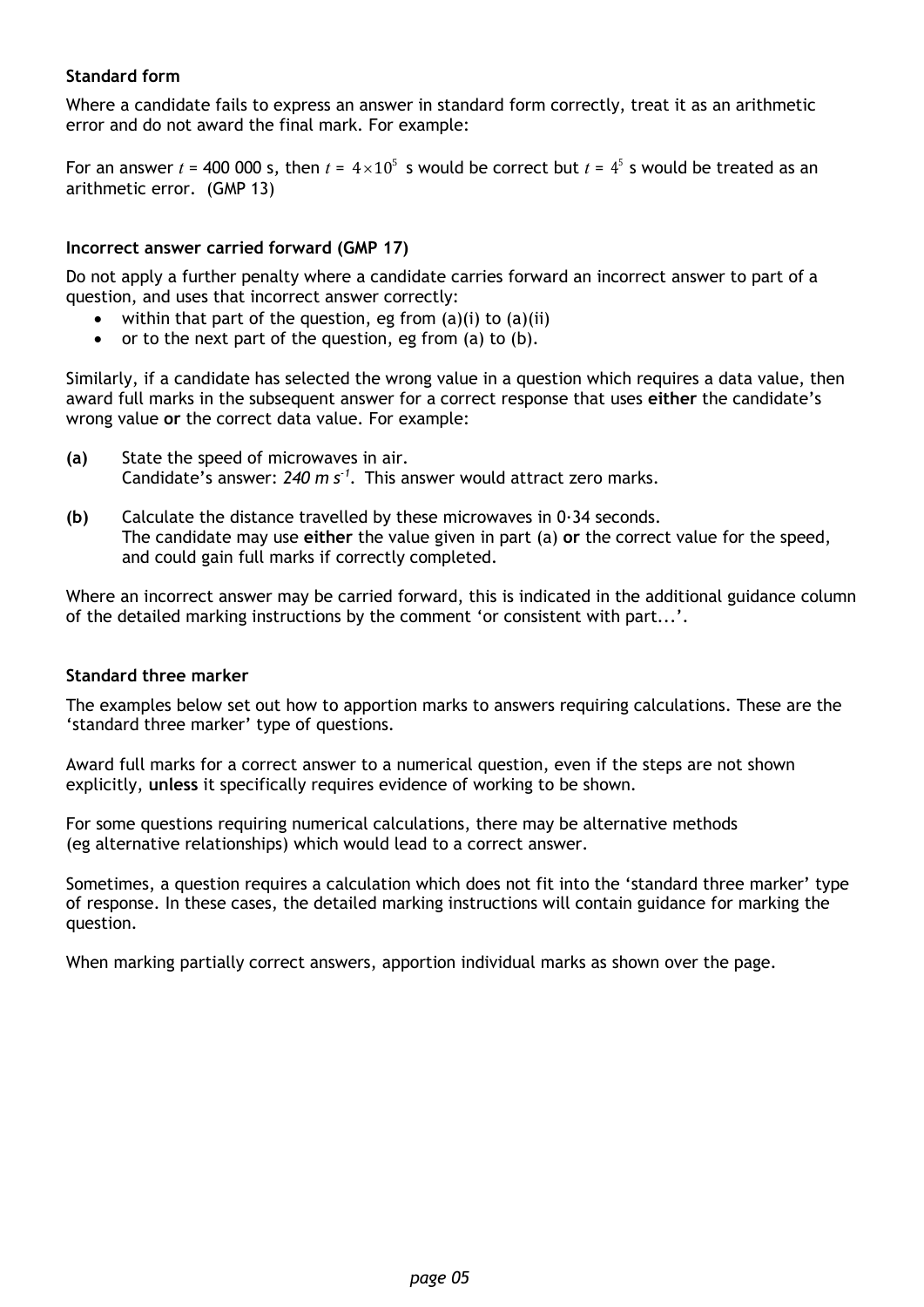**Standard form**

Where a candidate fails to express an answer in standard form correctly, treat it as an arithmetic error and do not award the final mark. For example:

For an answer $t$ = 400 000 s, then $t$ = $4 \times 10^5$ s would be correct but $t$ = $4^5$ s would be treated as an arithmetic error. (GMP 13)

**Incorrect answer carried forward (GMP 17)**

Do not apply a further penalty where a candidate carries forward an incorrect answer to part of a question, and uses that incorrect answer correctly:

- within that part of the question, eg from (a)(i) to (a)(ii)
- or to the next part of the question, eg from (a) to (b).

Similarly, if a candidate has selected the wrong value in a question which requires a data value, then award full marks in the subsequent answer for a correct response that uses **either** the candidate's wrong value **or** the correct data value. For example:

**(a)** State the speed of microwaves in air.
Candidate's answer: *240 m s$^{-1}$*. This answer would attract zero marks.

**(b)** Calculate the distance travelled by these microwaves in 0·34 seconds.
The candidate may use **either** the value given in part (a) **or** the correct value for the speed, and could gain full marks if correctly completed.

Where an incorrect answer may be carried forward, this is indicated in the additional guidance column of the detailed marking instructions by the comment 'or consistent with part...'.

**Standard three marker**

The examples below set out how to apportion marks to answers requiring calculations. These are the 'standard three marker' type of questions.

Award full marks for a correct answer to a numerical question, even if the steps are not shown explicitly, **unless** it specifically requires evidence of working to be shown.

For some questions requiring numerical calculations, there may be alternative methods (eg alternative relationships) which would lead to a correct answer.

Sometimes, a question requires a calculation which does not fit into the 'standard three marker' type of response. In these cases, the detailed marking instructions will contain guidance for marking the question.

When marking partially correct answers, apportion individual marks as shown over the page.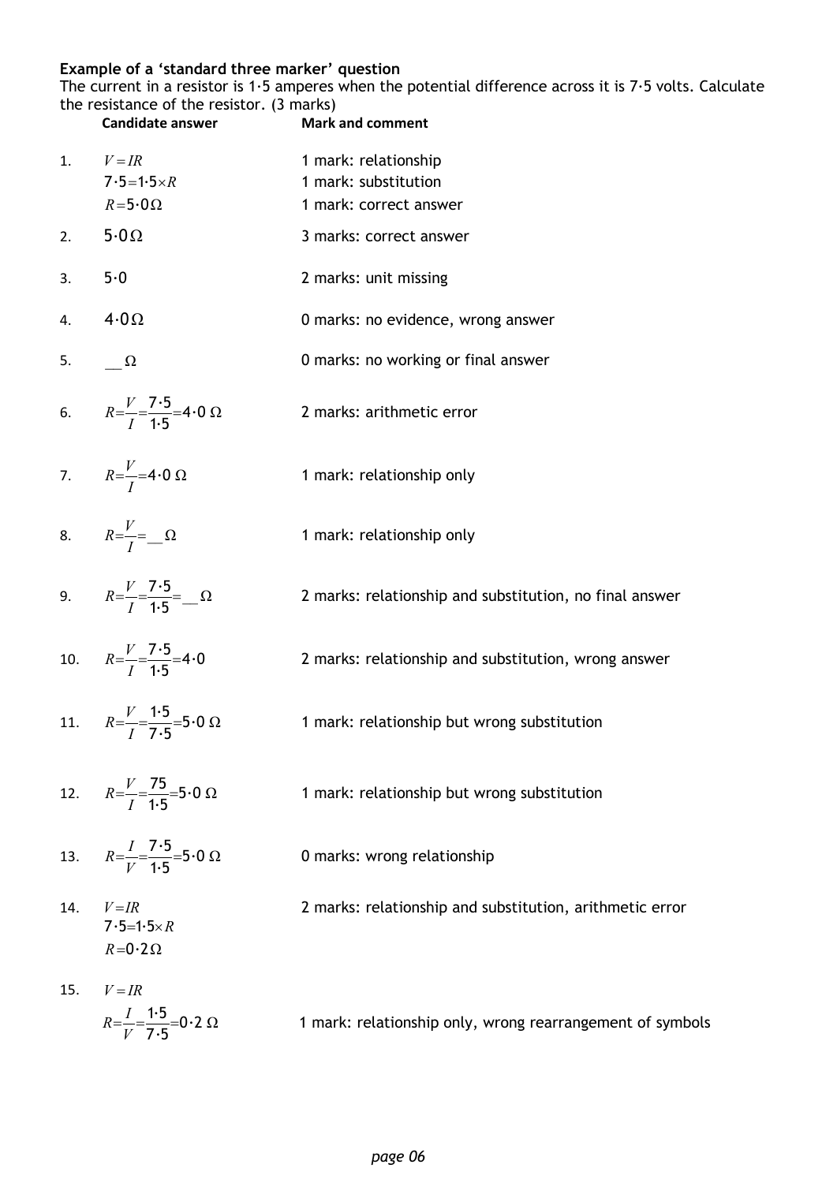**Example of a 'standard three marker' question**

The current in a resistor is 1·5 amperes when the potential difference across it is 7·5 volts. Calculate the resistance of the resistor. (3 marks)

| | Candidate answer | Mark and comment |
|---|---|---|
| 1. | $V=IR$ <br> $7{\cdot}5=1{\cdot}5\times R$ <br> $R=5{\cdot}0\,\Omega$ | 1 mark: relationship <br> 1 mark: substitution <br> 1 mark: correct answer |
| 2. | $5{\cdot}0\,\Omega$ | 3 marks: correct answer |
| 3. | $5{\cdot}0$ | 2 marks: unit missing |
| 4. | $4{\cdot}0\,\Omega$ | 0 marks: no evidence, wrong answer |
| 5. | $\_\_\,\Omega$ | 0 marks: no working or final answer |
| 6. | $R=\frac{V}{I}=\frac{7{\cdot}5}{1{\cdot}5}=4{\cdot}0\,\Omega$ | 2 marks: arithmetic error |
| 7. | $R=\frac{V}{I}=4{\cdot}0\,\Omega$ | 1 mark: relationship only |
| 8. | $R=\frac{V}{I}=\_\_\,\Omega$ | 1 mark: relationship only |
| 9. | $R=\frac{V}{I}=\frac{7{\cdot}5}{1{\cdot}5}=\_\_\,\Omega$ | 2 marks: relationship and substitution, no final answer |
| 10. | $R=\frac{V}{I}=\frac{7{\cdot}5}{1{\cdot}5}=4{\cdot}0$ | 2 marks: relationship and substitution, wrong answer |
| 11. | $R=\frac{V}{I}=\frac{1{\cdot}5}{7{\cdot}5}=5{\cdot}0\,\Omega$ | 1 mark: relationship but wrong substitution |
| 12. | $R=\frac{V}{I}=\frac{75}{1{\cdot}5}=5{\cdot}0\,\Omega$ | 1 mark: relationship but wrong substitution |
| 13. | $R=\frac{I}{V}=\frac{7{\cdot}5}{1{\cdot}5}=5{\cdot}0\,\Omega$ | 0 marks: wrong relationship |
| 14. | $V=IR$ <br> $7{\cdot}5=1{\cdot}5\times R$ <br> $R=0{\cdot}2\,\Omega$ | 2 marks: relationship and substitution, arithmetic error |
| 15. | $V=IR$ <br> $R=\frac{I}{V}=\frac{1{\cdot}5}{7{\cdot}5}=0{\cdot}2\,\Omega$ | 1 mark: relationship only, wrong rearrangement of symbols |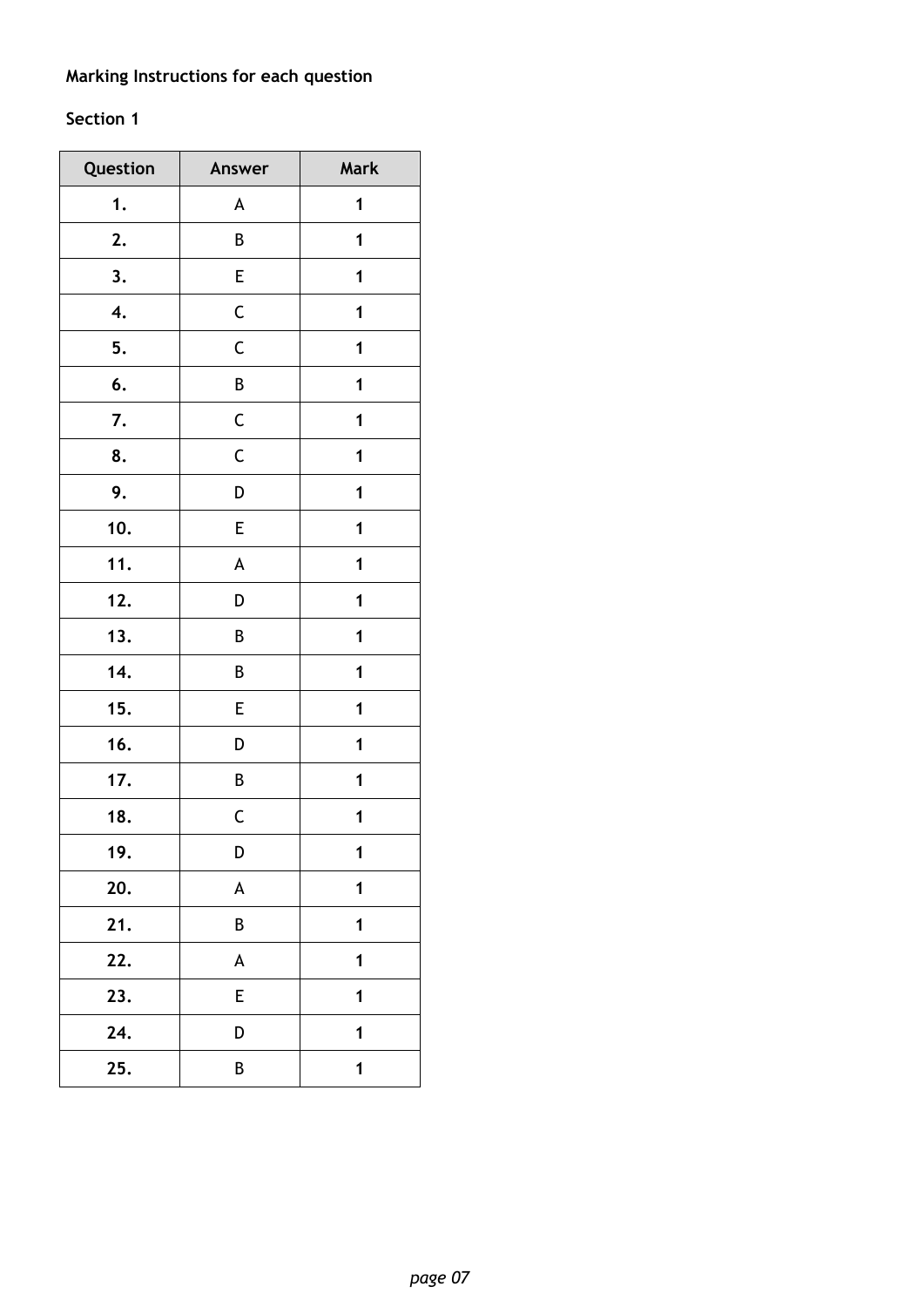**Marking Instructions for each question**

**Section 1**

| Question | Answer | Mark |
|---|---|---|
| **1.** | A | **1** |
| **2.** | B | **1** |
| **3.** | E | **1** |
| **4.** | C | **1** |
| **5.** | C | **1** |
| **6.** | B | **1** |
| **7.** | C | **1** |
| **8.** | C | **1** |
| **9.** | D | **1** |
| **10.** | E | **1** |
| **11.** | A | **1** |
| **12.** | D | **1** |
| **13.** | B | **1** |
| **14.** | B | **1** |
| **15.** | E | **1** |
| **16.** | D | **1** |
| **17.** | B | **1** |
| **18.** | C | **1** |
| **19.** | D | **1** |
| **20.** | A | **1** |
| **21.** | B | **1** |
| **22.** | A | **1** |
| **23.** | E | **1** |
| **24.** | D | **1** |
| **25.** | B | **1** |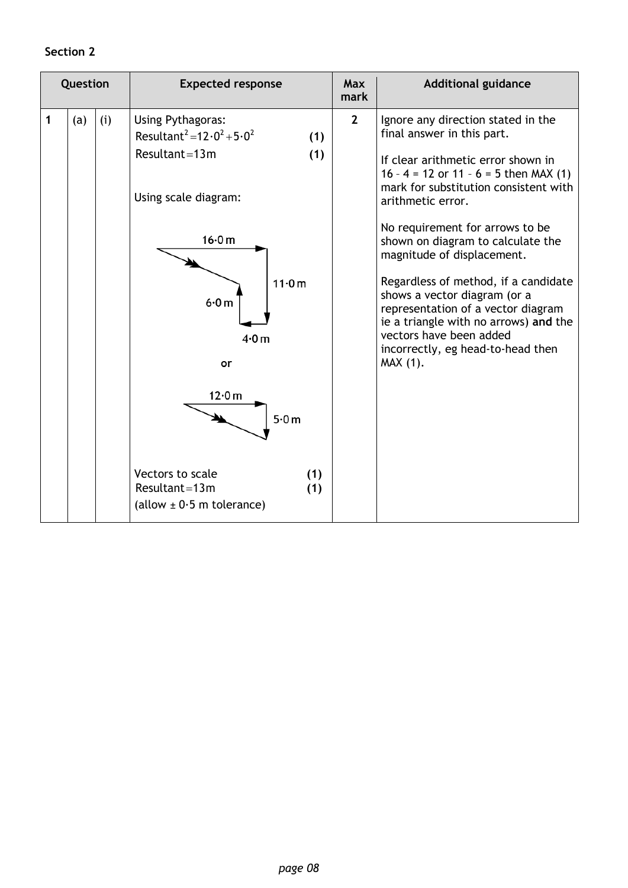**Section 2**

| Question | | | Expected response | Max mark | Additional guidance |
|---|---|---|---|---|---|
| 1 | (a) | (i) | Using Pythagoras:<br>$\text{Resultant}^2 = 12{\cdot}0^2 + 5{\cdot}0^2$ **(1)**<br>$\text{Resultant} = 13\,\text{m}$ **(1)**<br><br>Using scale diagram:<br><br>16·0 m, 11·0 m, 4·0 m, 6·0 m<br><br>or<br><br>12·0 m, 5·0 m<br><br>Vectors to scale **(1)**<br>$\text{Resultant} = 13\,\text{m}$ **(1)**<br>(allow ± 0·5 m tolerance) | 2 | Ignore any direction stated in the final answer in this part.<br><br>If clear arithmetic error shown in 16 – 4 = 12 or 11 – 6 = 5 then MAX (1) mark for substitution consistent with arithmetic error.<br><br>No requirement for arrows to be shown on diagram to calculate the magnitude of displacement.<br><br>Regardless of method, if a candidate shows a vector diagram (or a representation of a vector diagram ie a triangle with no arrows) **and** the vectors have been added incorrectly, eg head-to-head then MAX (1). |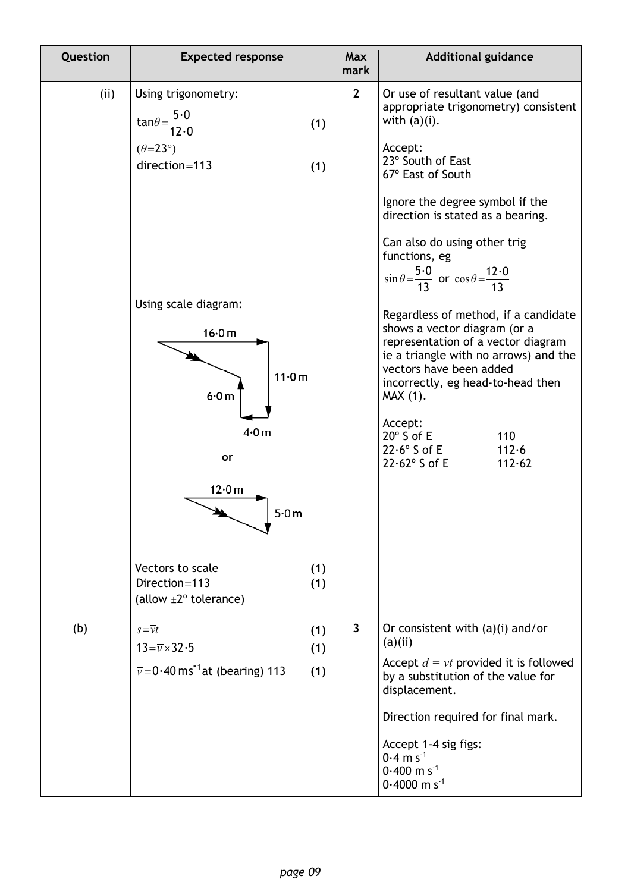| Question | | | Expected response | | Max mark | Additional guidance |
|---|---|---|---|---|---|---|
| | | (ii) | Using trigonometry:<br>$\tan\theta = \frac{5 \cdot 0}{12 \cdot 0}$<br>$(\theta = 23°)$<br>direction = 113<br><br>Using scale diagram:<br>16·0 m, 11·0 m, 6·0 m, 4·0 m<br>or<br>12·0 m, 5·0 m<br><br>Vectors to scale<br>Direction = 113<br>(allow ±2° tolerance) | <br>(1)<br><br>(1)<br><br><br><br><br><br><br><br>(1)<br>(1) | 2 | Or use of resultant value (and appropriate trigonometry) consistent with (a)(i).<br><br>Accept:<br>23° South of East<br>67° East of South<br><br>Ignore the degree symbol if the direction is stated as a bearing.<br><br>Can also do using other trig functions, eg<br>$\sin\theta = \frac{5 \cdot 0}{13}$ or $\cos\theta = \frac{12 \cdot 0}{13}$<br><br>Regardless of method, if a candidate shows a vector diagram (or a representation of a vector diagram ie a triangle with no arrows) **and** the vectors have been added incorrectly, eg head-to-head then MAX (1).<br><br>Accept:<br>20° S of E 110<br>22·6° S of E 112·6<br>22·62° S of E 112·62 |
| | (b) | | $s = \bar{v}t$<br>$13 = \bar{v} \times 32 \cdot 5$<br>$\bar{v} = 0 \cdot 40 \text{ m s}^{-1}$ at (bearing) 113 | (1)<br>(1)<br>(1) | 3 | Or consistent with (a)(i) and/or (a)(ii)<br><br>Accept $d = vt$ provided it is followed by a substitution of the value for displacement.<br><br>Direction required for final mark.<br><br>Accept 1-4 sig figs:<br>$0 \cdot 4 \text{ m s}^{-1}$<br>$0 \cdot 400 \text{ m s}^{-1}$<br>$0 \cdot 4000 \text{ m s}^{-1}$ |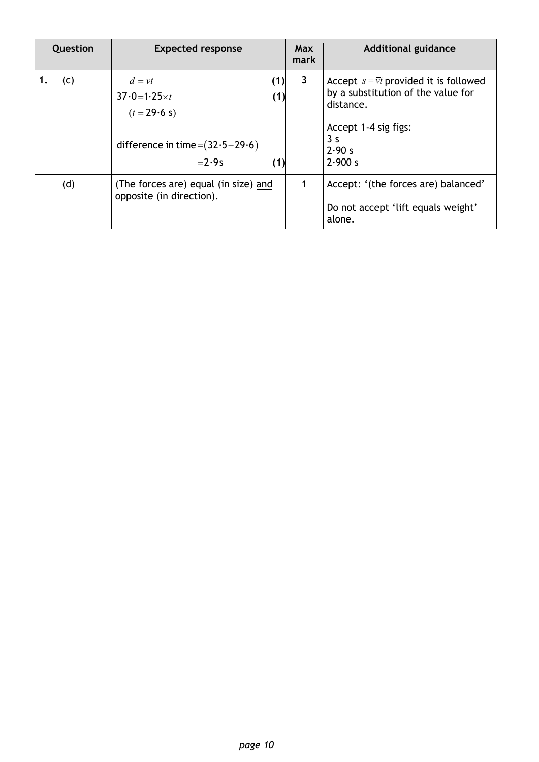| Question | | | Expected response | Max mark | Additional guidance |
|---|---|---|---|---|---|
| 1. | (c) | | $d = \bar{v}t$ **(1)**<br>$37{\cdot}0 = 1{\cdot}25 \times t$ **(1)**<br>$(t = 29{\cdot}6\ \text{s})$<br><br>difference in time $= (32{\cdot}5 - 29{\cdot}6)$<br>$= 2{\cdot}9\ \text{s}$ **(1)** | 3 | Accept $s = \bar{v}t$ provided it is followed by a substitution of the value for distance.<br><br>Accept 1-4 sig figs:<br>3 s<br>2·90 s<br>2·900 s |
| | (d) | | (The forces are) equal (in size) <u>and</u> opposite (in direction). | 1 | Accept: '(the forces are) balanced'<br><br>Do not accept 'lift equals weight' alone. |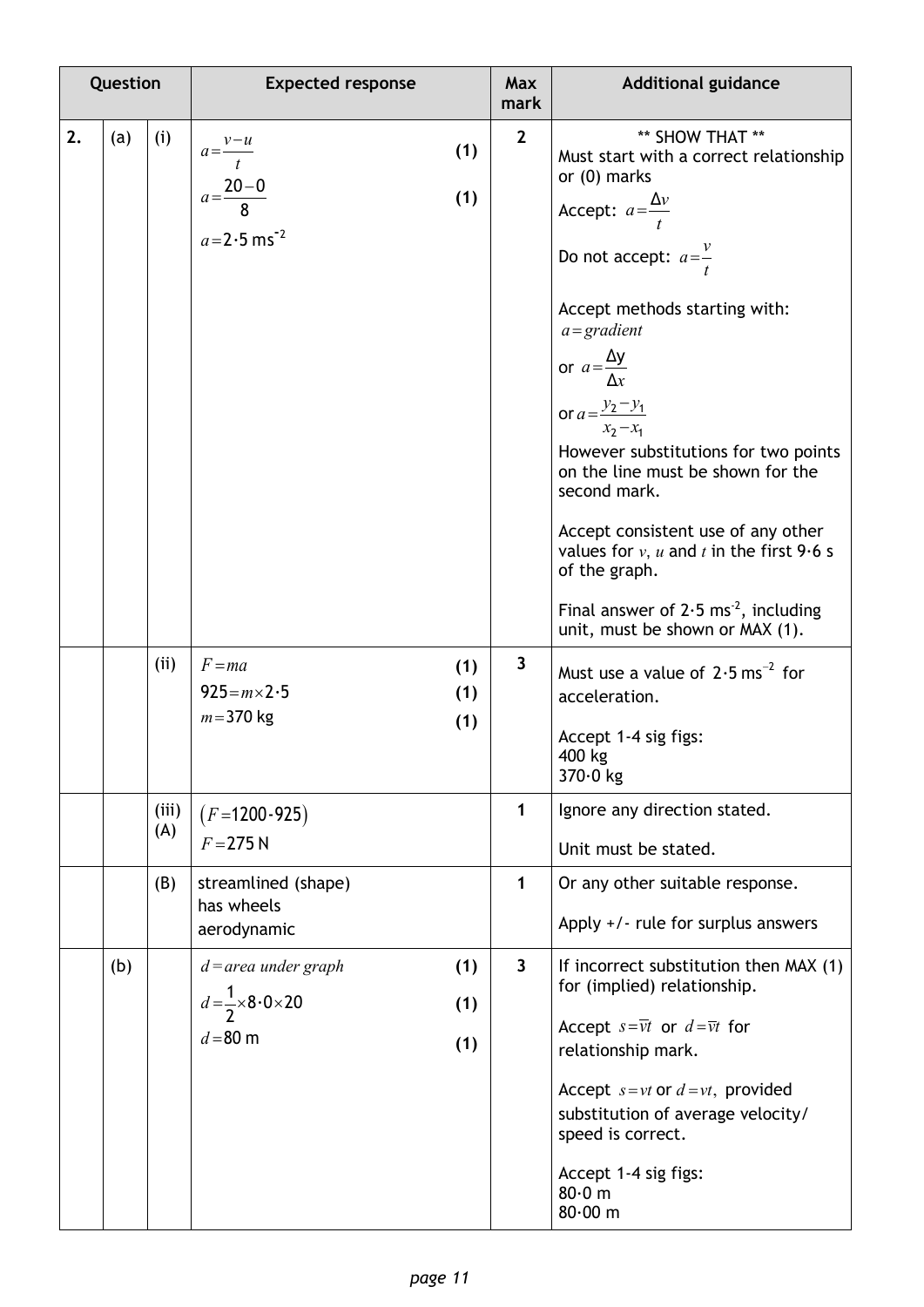| Question | | | Expected response | Max mark | Additional guidance |
|---|---|---|---|---|---|
| 2. | (a) | (i) | $a = \frac{v-u}{t}$ **(1)**<br>$a = \frac{20-0}{8}$ **(1)**<br>$a = 2{\cdot}5\ \text{ms}^{-2}$ | 2 | ** SHOW THAT **<br>Must start with a correct relationship or (0) marks<br>Accept: $a = \frac{\Delta v}{t}$<br>Do not accept: $a = \frac{v}{t}$<br><br>Accept methods starting with:<br>$a = gradient$<br>or $a = \frac{\Delta y}{\Delta x}$<br>or $a = \frac{y_2 - y_1}{x_2 - x_1}$<br>However substitutions for two points on the line must be shown for the second mark.<br><br>Accept consistent use of any other values for $v$, $u$ and $t$ in the first 9·6 s of the graph.<br><br>Final answer of $2{\cdot}5\ \text{ms}^{-2}$, including unit, must be shown or MAX (1). |
| | | (ii) | $F = ma$ **(1)**<br>$925 = m \times 2{\cdot}5$ **(1)**<br>$m = 370\ \text{kg}$ **(1)** | 3 | Must use a value of $2{\cdot}5\ \text{ms}^{-2}$ for acceleration.<br><br>Accept 1-4 sig figs:<br>400 kg<br>370·0 kg |
| | | (iii) (A) | $(F = 1200 - 925)$<br>$F = 275\ \text{N}$ | 1 | Ignore any direction stated.<br><br>Unit must be stated. |
| | | (B) | streamlined (shape)<br>has wheels<br>aerodynamic | 1 | Or any other suitable response.<br><br>Apply +/- rule for surplus answers |
| | (b) | | $d = area\ under\ graph$ **(1)**<br>$d = \frac{1}{2} \times 8{\cdot}0 \times 20$ **(1)**<br>$d = 80\ \text{m}$ **(1)** | 3 | If incorrect substitution then MAX (1) for (implied) relationship.<br><br>Accept $s = \bar{v}t$ or $d = \bar{v}t$ for relationship mark.<br><br>Accept $s = vt$ or $d = vt$, provided substitution of average velocity/speed is correct.<br><br>Accept 1-4 sig figs:<br>80·0 m<br>80·00 m |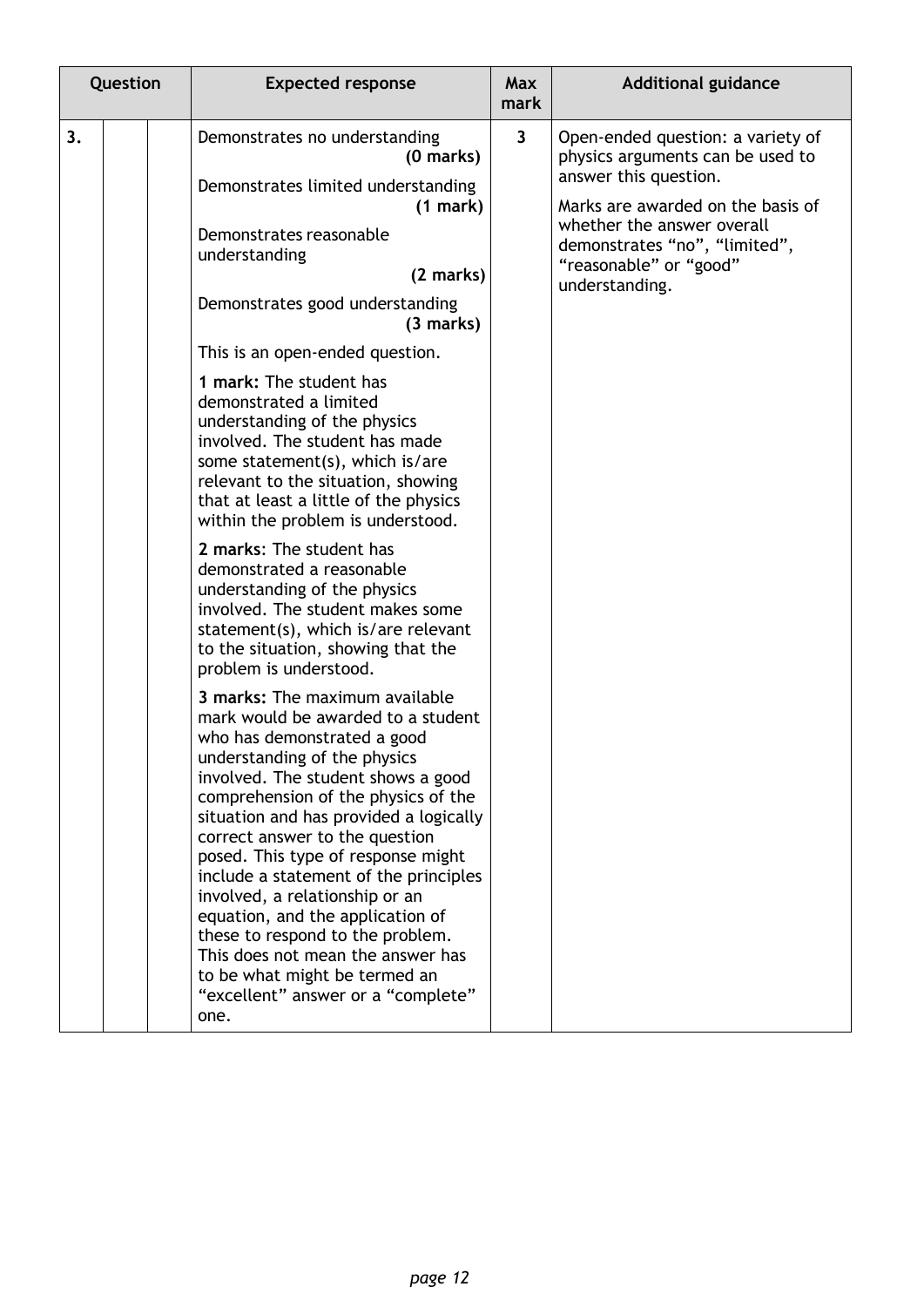| Question | | | Expected response | Max mark | Additional guidance |
|---|---|---|---|---|---|
| 3. | | | Demonstrates no understanding **(0 marks)**<br><br>Demonstrates limited understanding **(1 mark)**<br><br>Demonstrates reasonable understanding **(2 marks)**<br><br>Demonstrates good understanding **(3 marks)**<br><br>This is an open-ended question.<br><br>**1 mark:** The student has demonstrated a limited understanding of the physics involved. The student has made some statement(s), which is/are relevant to the situation, showing that at least a little of the physics within the problem is understood.<br><br>**2 marks**: The student has demonstrated a reasonable understanding of the physics involved. The student makes some statement(s), which is/are relevant to the situation, showing that the problem is understood.<br><br>**3 marks:** The maximum available mark would be awarded to a student who has demonstrated a good understanding of the physics involved. The student shows a good comprehension of the physics of the situation and has provided a logically correct answer to the question posed. This type of response might include a statement of the principles involved, a relationship or an equation, and the application of these to respond to the problem. This does not mean the answer has to be what might be termed an "excellent" answer or a "complete" one. | 3 | Open-ended question: a variety of physics arguments can be used to answer this question.<br><br>Marks are awarded on the basis of whether the answer overall demonstrates "no", "limited", "reasonable" or "good" understanding. |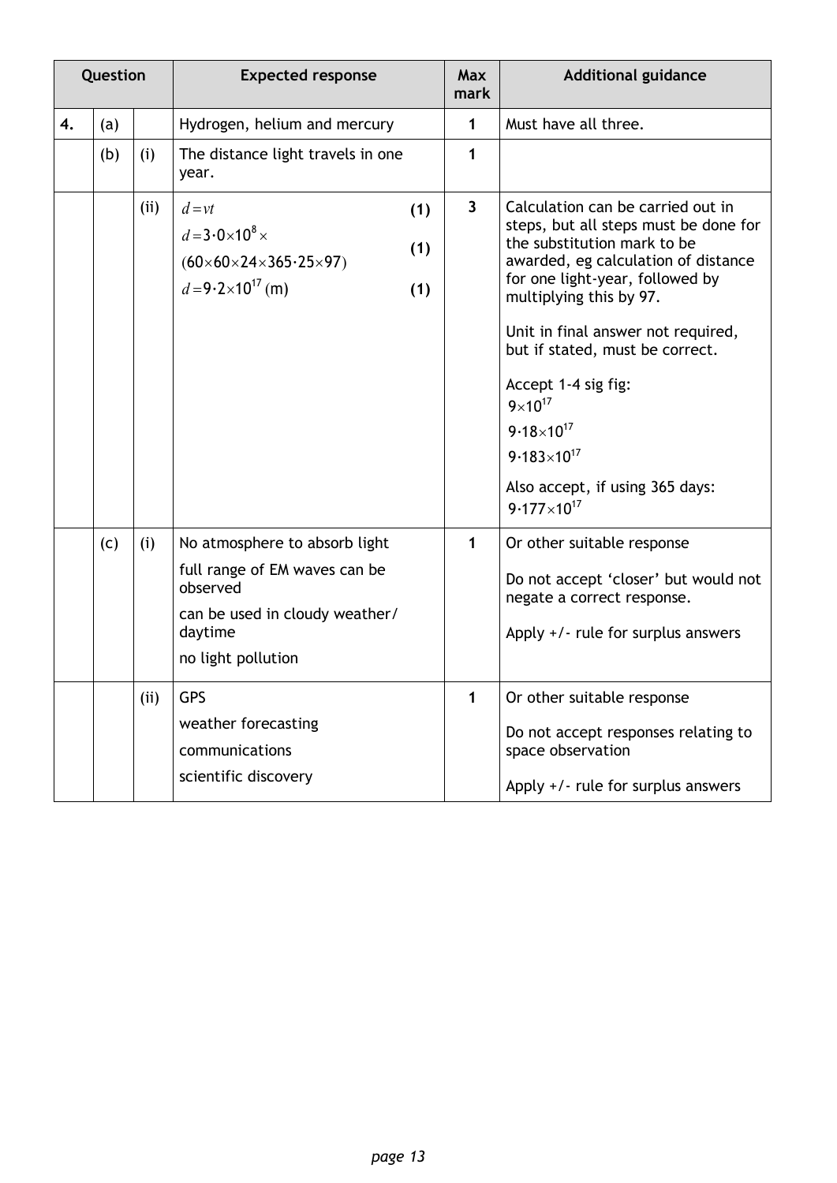| Question | | | Expected response | Max mark | Additional guidance |
|---|---|---|---|---|---|
| 4. | (a) | | Hydrogen, helium and mercury | 1 | Must have all three. |
| | (b) | (i) | The distance light travels in one year. | 1 | |
| | | (ii) | $d = vt$ (1)<br>$d = 3{\cdot}0 \times 10^8 \times (60 \times 60 \times 24 \times 365{\cdot}25 \times 97)$ (1)<br>$d = 9{\cdot}2 \times 10^{17}$ (m) (1) | 3 | Calculation can be carried out in steps, but all steps must be done for the substitution mark to be awarded, eg calculation of distance for one light-year, followed by multiplying this by 97.<br><br>Unit in final answer not required, but if stated, must be correct.<br><br>Accept 1-4 sig fig:<br>$9 \times 10^{17}$<br>$9{\cdot}18 \times 10^{17}$<br>$9{\cdot}183 \times 10^{17}$<br><br>Also accept, if using 365 days:<br>$9{\cdot}177 \times 10^{17}$ |
| | (c) | (i) | No atmosphere to absorb light<br>full range of EM waves can be observed<br>can be used in cloudy weather/ daytime<br>no light pollution | 1 | Or other suitable response<br><br>Do not accept 'closer' but would not negate a correct response.<br><br>Apply +/- rule for surplus answers |
| | | (ii) | GPS<br>weather forecasting<br>communications<br>scientific discovery | 1 | Or other suitable response<br><br>Do not accept responses relating to space observation<br><br>Apply +/- rule for surplus answers |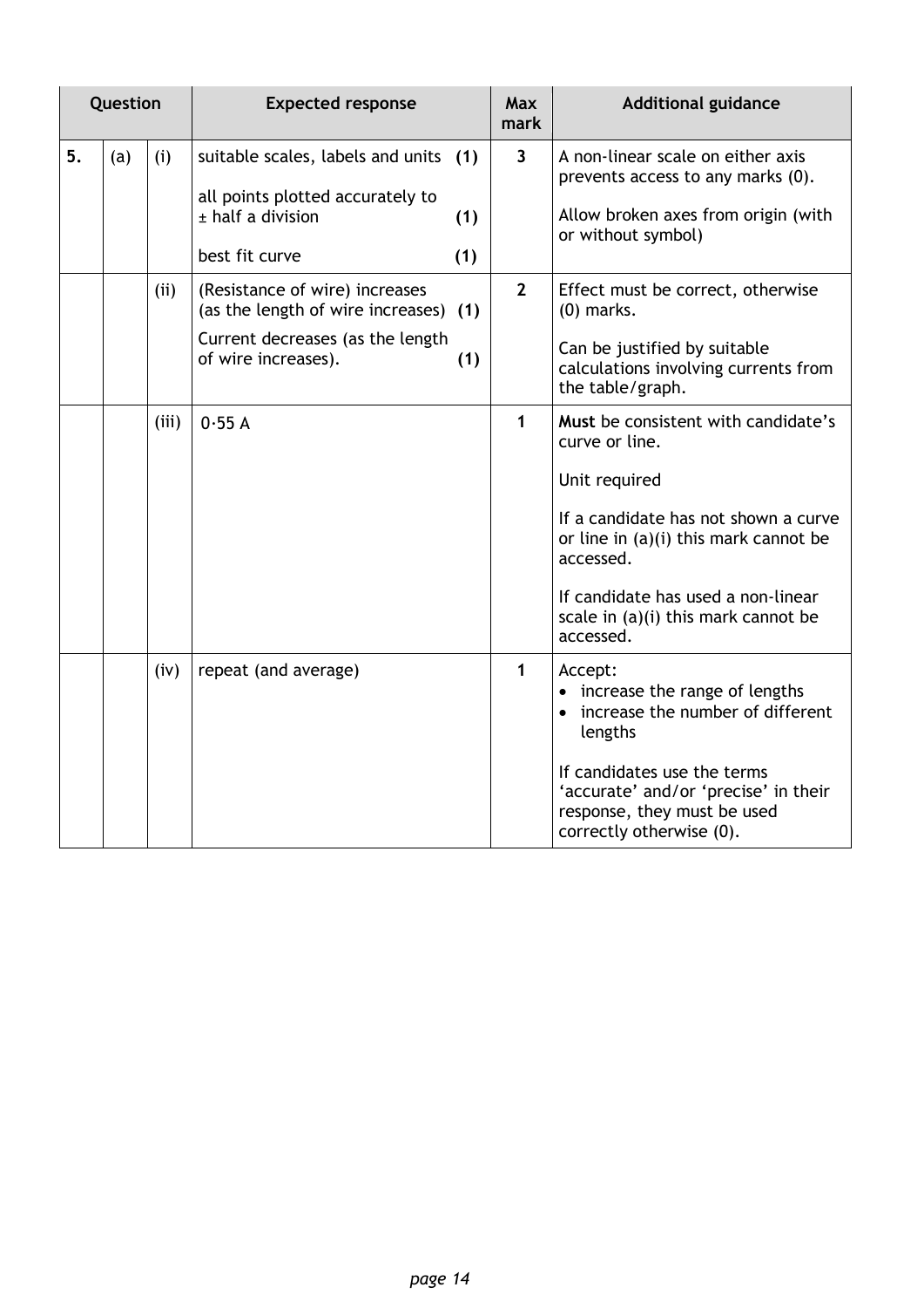| Question | | | Expected response | Max mark | Additional guidance |
|---|---|---|---|---|---|
| 5. | (a) | (i) | suitable scales, labels and units **(1)**<br><br>all points plotted accurately to ± half a division **(1)**<br><br>best fit curve **(1)** | 3 | A non-linear scale on either axis prevents access to any marks (0).<br><br>Allow broken axes from origin (with or without symbol) |
| | | (ii) | (Resistance of wire) increases (as the length of wire increases) **(1)**<br><br>Current decreases (as the length of wire increases). **(1)** | 2 | Effect must be correct, otherwise (0) marks.<br><br>Can be justified by suitable calculations involving currents from the table/graph. |
| | | (iii) | 0·55 A | 1 | **Must** be consistent with candidate's curve or line.<br><br>Unit required<br><br>If a candidate has not shown a curve or line in (a)(i) this mark cannot be accessed.<br><br>If candidate has used a non-linear scale in (a)(i) this mark cannot be accessed. |
| | | (iv) | repeat (and average) | 1 | Accept:<br>• increase the range of lengths<br>• increase the number of different lengths<br><br>If candidates use the terms 'accurate' and/or 'precise' in their response, they must be used correctly otherwise (0). |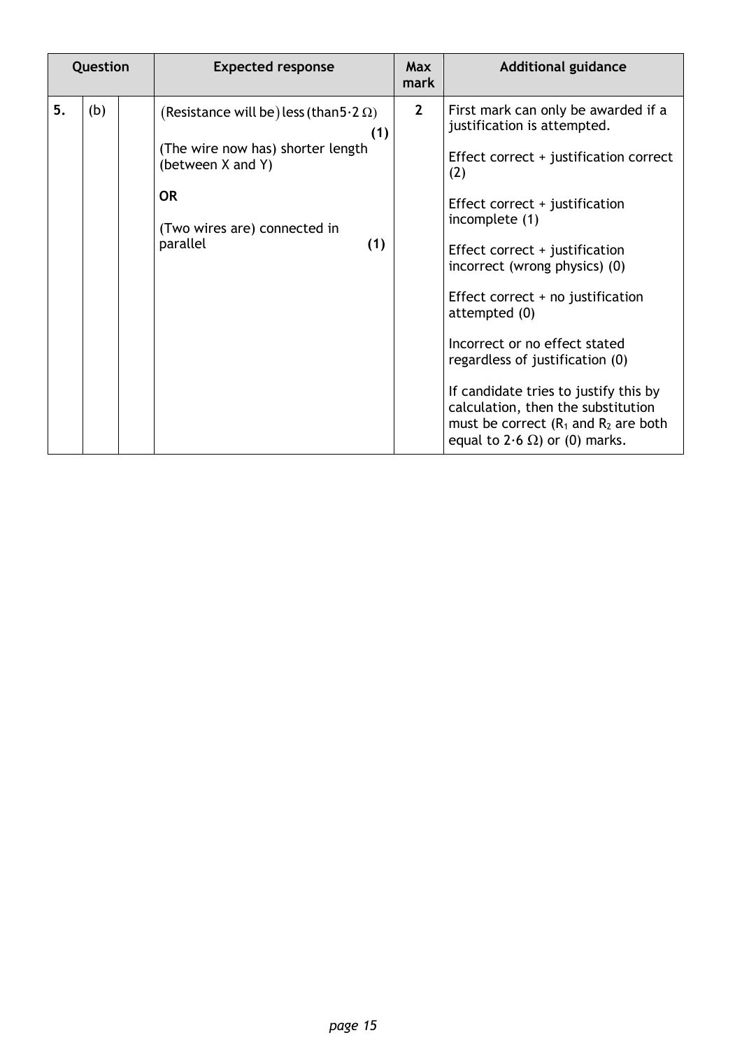| Question | | | Expected response | Max mark | Additional guidance |
|---|---|---|---|---|---|
| 5. | (b) | | (Resistance will be) less (than $5{\cdot}2\ \Omega$) **(1)**<br><br>(The wire now has) shorter length (between X and Y)<br><br>**OR**<br><br>(Two wires are) connected in parallel **(1)** | 2 | First mark can only be awarded if a justification is attempted.<br><br>Effect correct + justification correct (2)<br><br>Effect correct + justification incomplete (1)<br><br>Effect correct + justification incorrect (wrong physics) (0)<br><br>Effect correct + no justification attempted (0)<br><br>Incorrect or no effect stated regardless of justification (0)<br><br>If candidate tries to justify this by calculation, then the substitution must be correct ($R_1$ and $R_2$ are both equal to $2{\cdot}6\ \Omega$) or (0) marks. |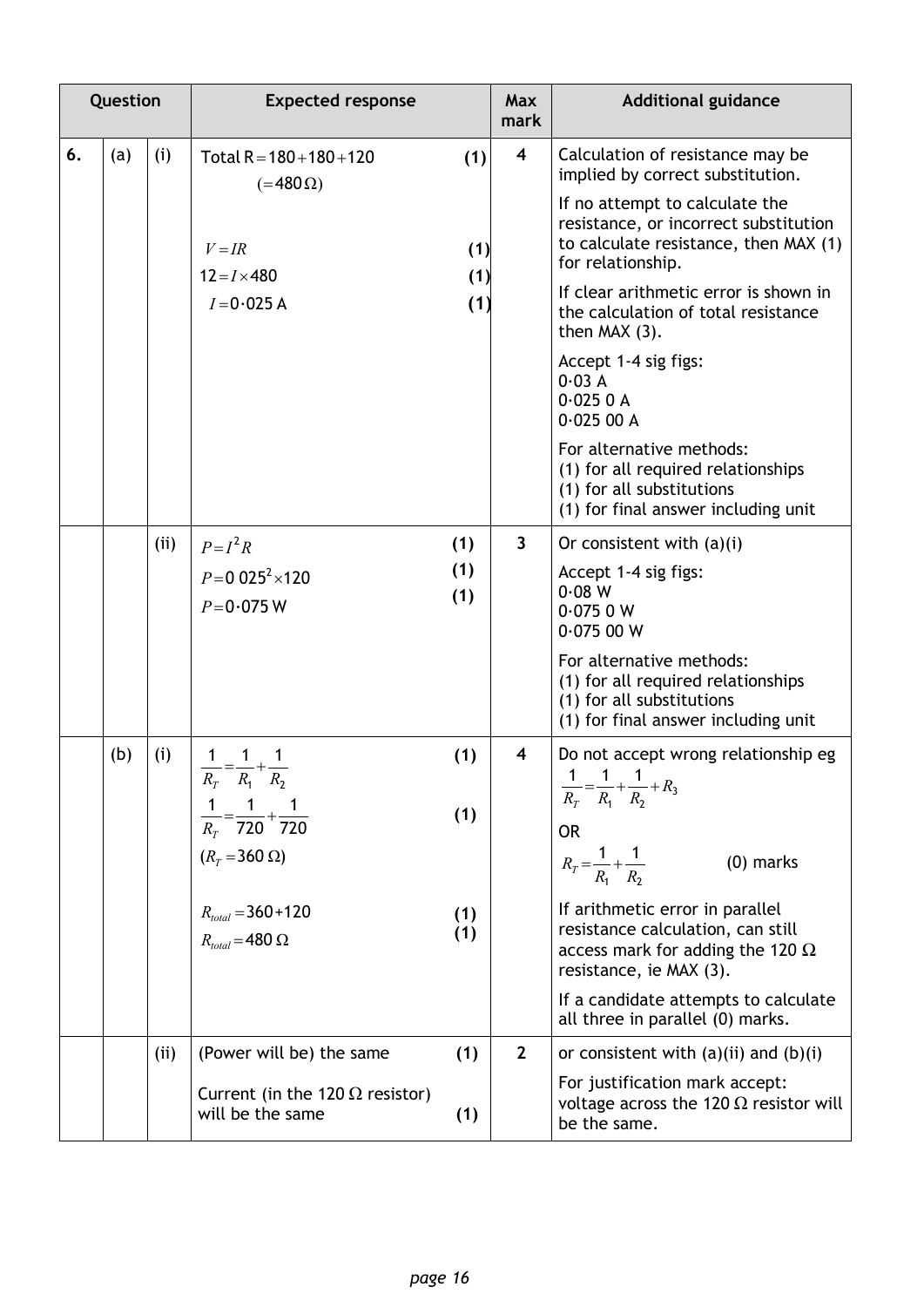| Question | | | Expected response | Max mark | Additional guidance |
|---|---|---|---|---|---|
| 6. | (a) | (i) | Total $R = 180 + 180 + 120$ (1)<br>$(= 480\,\Omega)$<br><br>$V = IR$ (1)<br>$12 = I \times 480$ (1)<br>$I = 0{\cdot}025$ A (1) | 4 | Calculation of resistance may be implied by correct substitution.<br><br>If no attempt to calculate the resistance, or incorrect substitution to calculate resistance, then MAX (1) for relationship.<br><br>If clear arithmetic error is shown in the calculation of total resistance then MAX (3).<br><br>Accept 1-4 sig figs:<br>0·03 A<br>0·025 0 A<br>0·025 00 A<br><br>For alternative methods:<br>(1) for all required relationships<br>(1) for all substitutions<br>(1) for final answer including unit |
| | | (ii) | $P = I^2 R$ (1)<br>$P = 0{\cdot}025^2 \times 120$ (1)<br>$P = 0{\cdot}075$ W (1) | 3 | Or consistent with (a)(i)<br><br>Accept 1-4 sig figs:<br>0·08 W<br>0·075 0 W<br>0·075 00 W<br><br>For alternative methods:<br>(1) for all required relationships<br>(1) for all substitutions<br>(1) for final answer including unit |
| | (b) | (i) | $\frac{1}{R_T} = \frac{1}{R_1} + \frac{1}{R_2}$ (1)<br>$\frac{1}{R_T} = \frac{1}{720} + \frac{1}{720}$ (1)<br>$(R_T = 360\,\Omega)$<br><br>$R_{total} = 360 + 120$ (1)<br>$R_{total} = 480\,\Omega$ (1) | 4 | Do not accept wrong relationship eg<br>$\frac{1}{R_T} = \frac{1}{R_1} + \frac{1}{R_2} + R_3$<br>OR<br>$R_T = \frac{1}{R_1} + \frac{1}{R_2}$ (0) marks<br><br>If arithmetic error in parallel resistance calculation, can still access mark for adding the 120 Ω resistance, ie MAX (3).<br><br>If a candidate attempts to calculate all three in parallel (0) marks. |
| | | (ii) | (Power will be) the same (1)<br><br>Current (in the 120 Ω resistor) will be the same (1) | 2 | or consistent with (a)(ii) and (b)(i)<br><br>For justification mark accept:<br>voltage across the 120 Ω resistor will be the same. |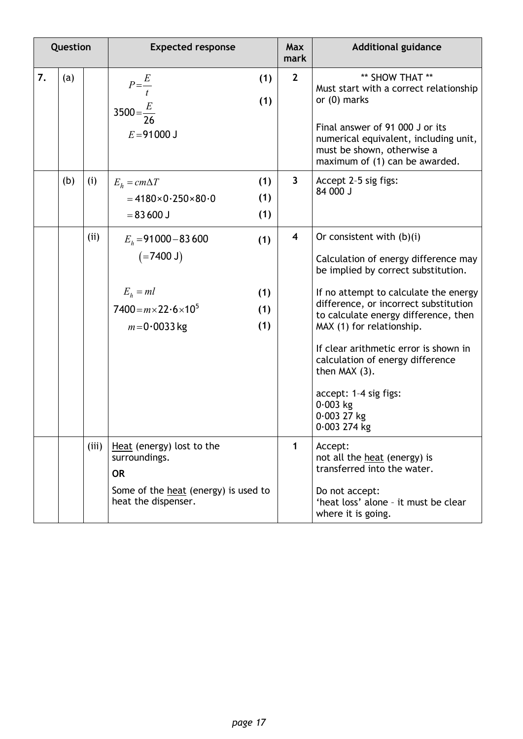| Question | | | Expected response | Max mark | Additional guidance |
|---|---|---|---|---|---|
| 7. | (a) | | $P=\frac{E}{t}$ **(1)**<br><br>$3500=\frac{E}{26}$ **(1)**<br><br>$E=91000\text{ J}$ | 2 | \*\* SHOW THAT \*\*<br>Must start with a correct relationship or (0) marks<br><br>Final answer of 91 000 J or its numerical equivalent, including unit, must be shown, otherwise a maximum of (1) can be awarded. |
| | (b) | (i) | $E_h = cm\Delta T$ **(1)**<br><br>$= 4180 \times 0{\cdot}250 \times 80{\cdot}0$ **(1)**<br><br>$= 83\,600\text{ J}$ **(1)** | 3 | Accept 2–5 sig figs:<br>84 000 J |
| | | (ii) | $E_h = 91000 - 83\,600$ **(1)**<br>$(=7400\text{ J})$<br><br>$E_h = ml$ **(1)**<br><br>$7400 = m \times 22{\cdot}6 \times 10^5$ **(1)**<br><br>$m = 0{\cdot}0033\text{ kg}$ **(1)** | 4 | Or consistent with (b)(i)<br><br>Calculation of energy difference may be implied by correct substitution.<br><br>If no attempt to calculate the energy difference, or incorrect substitution to calculate energy difference, then MAX (1) for relationship.<br><br>If clear arithmetic error is shown in calculation of energy difference then MAX (3).<br><br>accept: 1–4 sig figs:<br>0·003 kg<br>0·003 27 kg<br>0·003 274 kg |
| | | (iii) | Heat (energy) lost to the surroundings.<br><br>**OR**<br><br>Some of the heat (energy) is used to heat the dispenser. | 1 | Accept:<br>not all the heat (energy) is transferred into the water.<br><br>Do not accept:<br>'heat loss' alone – it must be clear where it is going. |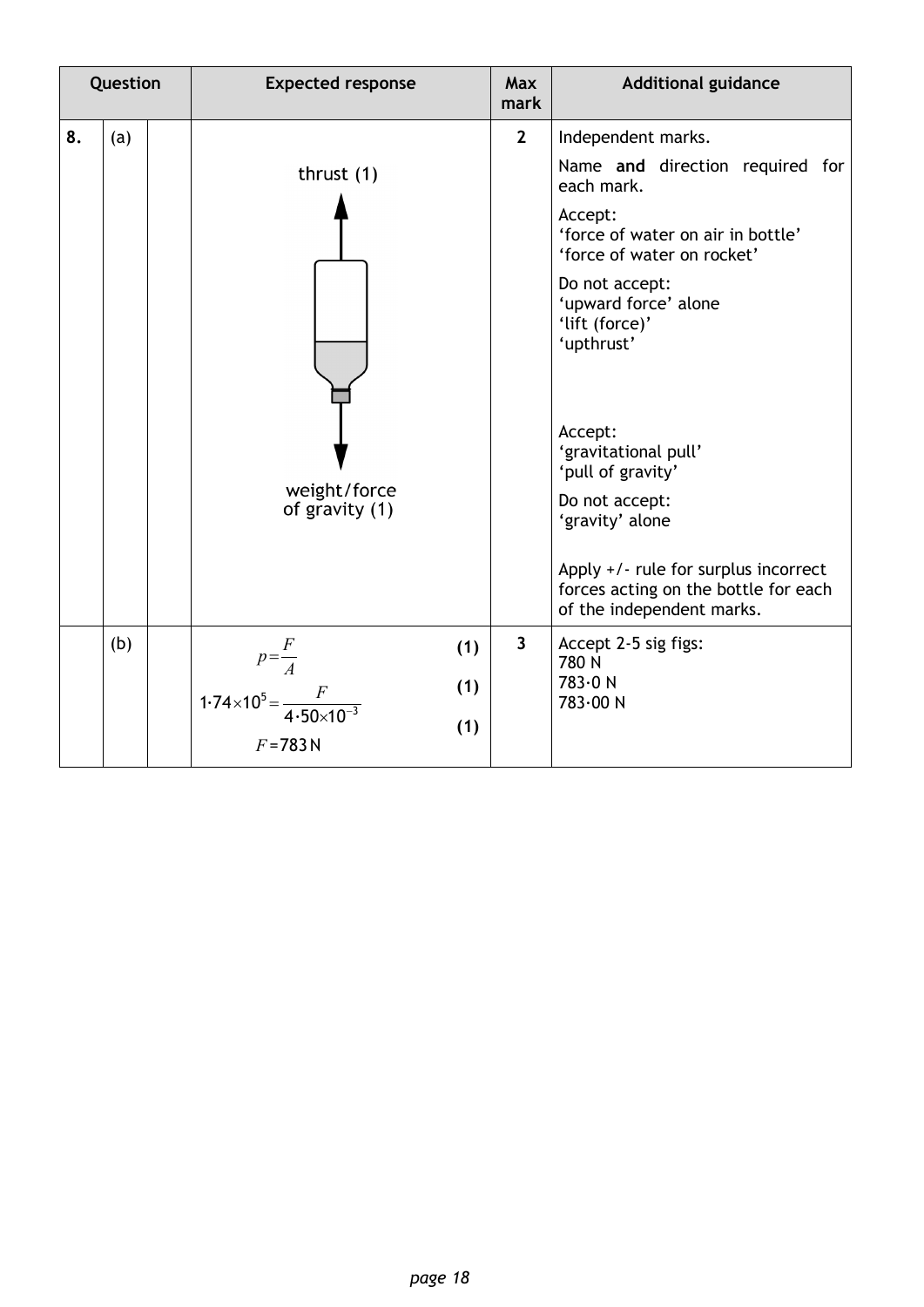| Question | | | Expected response | Max mark | Additional guidance |
|---|---|---|---|---|---|
| 8. | (a) | | thrust (1)<br><br>weight/force of gravity (1) | 2 | Independent marks.<br><br>Name **and** direction required for each mark.<br><br>Accept:<br>'force of water on air in bottle'<br>'force of water on rocket'<br><br>Do not accept:<br>'upward force' alone<br>'lift (force)'<br>'upthrust'<br><br>Accept:<br>'gravitational pull'<br>'pull of gravity'<br><br>Do not accept:<br>'gravity' alone<br><br>Apply +/- rule for surplus incorrect forces acting on the bottle for each of the independent marks. |
| | (b) | | $p = \frac{F}{A}$ **(1)**<br><br>$1{\cdot}74 \times 10^5 = \frac{F}{4{\cdot}50 \times 10^{-3}}$ **(1)**<br><br>$F = 783\ \text{N}$ **(1)** | 3 | Accept 2-5 sig figs:<br>780 N<br>783·0 N<br>783·00 N |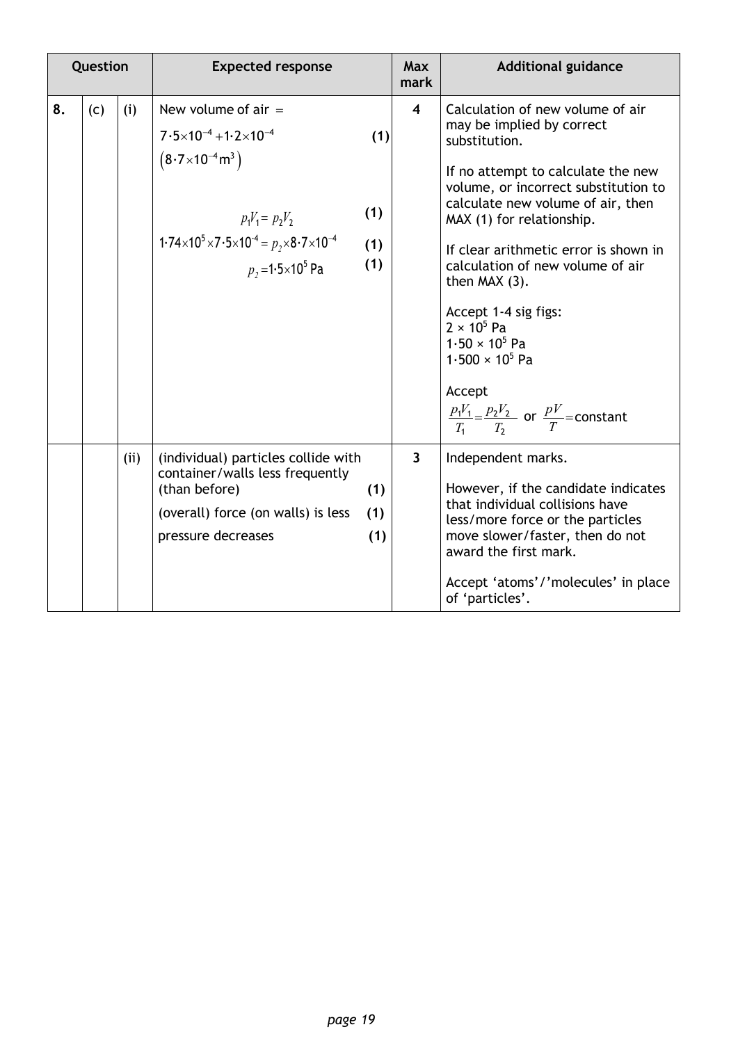| Question | | | Expected response | Max mark | Additional guidance |
|---|---|---|---|---|---|
| 8. | (c) | (i) | New volume of air $=$<br>$7{\cdot}5\times10^{-4} + 1{\cdot}2\times10^{-4}$ **(1)**<br>$\left(8{\cdot}7\times10^{-4}\,\text{m}^3\right)$<br><br>$p_1V_1 = p_2V_2$ **(1)**<br>$1{\cdot}74\times10^5 \times 7{\cdot}5\times10^{-4} = p_2 \times 8{\cdot}7\times10^{-4}$ **(1)**<br>$p_2 = 1{\cdot}5\times10^5\,\text{Pa}$ **(1)** | 4 | Calculation of new volume of air may be implied by correct substitution.<br><br>If no attempt to calculate the new volume, or incorrect substitution to calculate new volume of air, then MAX (1) for relationship.<br><br>If clear arithmetic error is shown in calculation of new volume of air then MAX (3).<br><br>Accept 1-4 sig figs:<br>$2\times10^5$ Pa<br>$1{\cdot}50\times10^5$ Pa<br>$1{\cdot}500\times10^5$ Pa<br><br>Accept<br>$\frac{p_1V_1}{T_1} = \frac{p_2V_2}{T_2}$ or $\frac{pV}{T} =$ constant |
| | | (ii) | (individual) particles collide with container/walls less frequently (than before) **(1)**<br><br>(overall) force (on walls) is less **(1)**<br><br>pressure decreases **(1)** | 3 | Independent marks.<br><br>However, if the candidate indicates that individual collisions have less/more force or the particles move slower/faster, then do not award the first mark.<br><br>Accept 'atoms'/'molecules' in place of 'particles'. |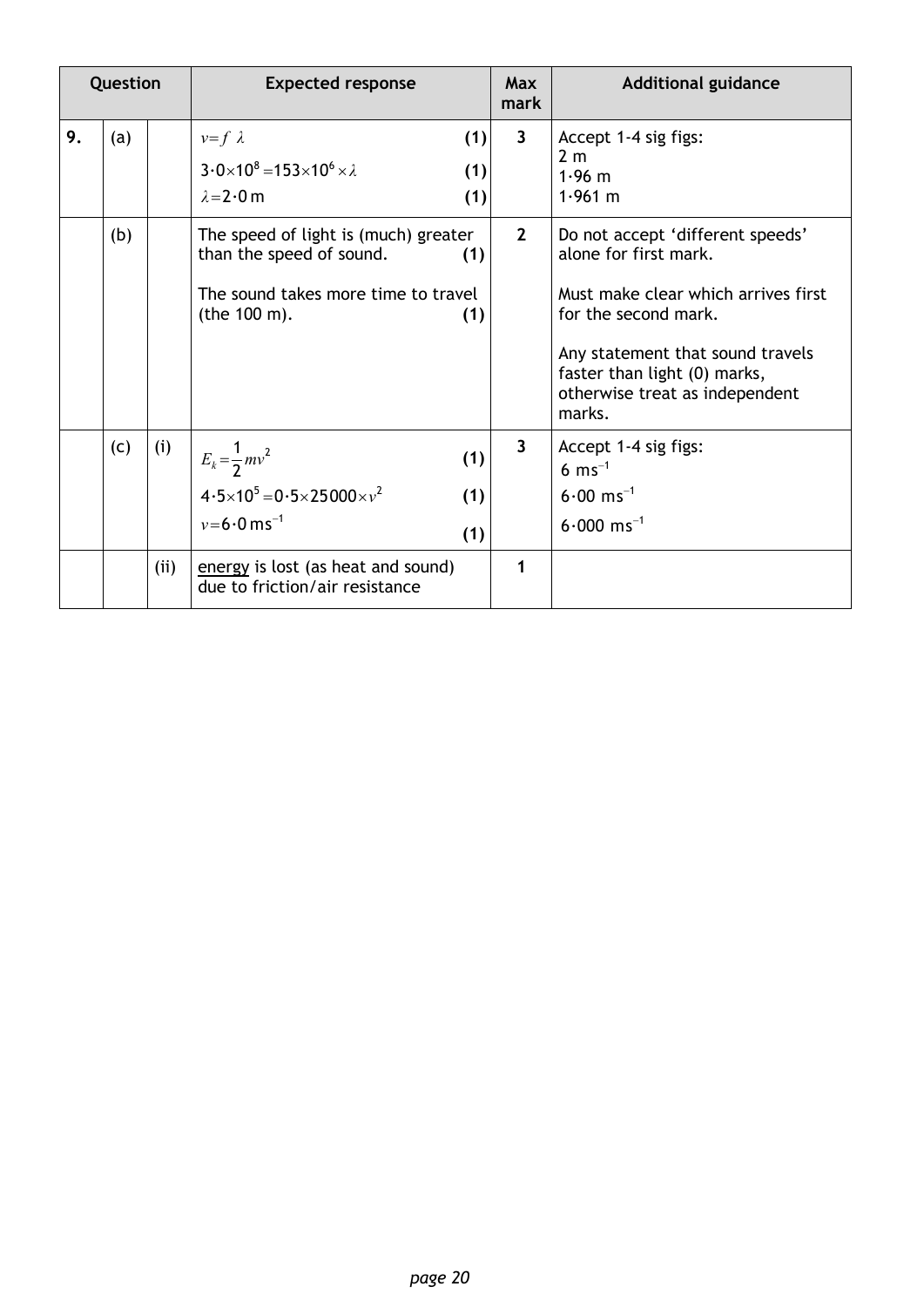| Question | | | Expected response | Max mark | Additional guidance |
|---|---|---|---|---|---|
| 9. | (a) | | $v = f\lambda$ **(1)**<br>$3{\cdot}0 \times 10^8 = 153 \times 10^6 \times \lambda$ **(1)**<br>$\lambda = 2{\cdot}0\ \text{m}$ **(1)** | 3 | Accept 1-4 sig figs:<br>2 m<br>1·96 m<br>1·961 m |
| | (b) | | The speed of light is (much) greater than the speed of sound. **(1)**<br><br>The sound takes more time to travel (the 100 m). **(1)** | 2 | Do not accept 'different speeds' alone for first mark.<br><br>Must make clear which arrives first for the second mark.<br><br>Any statement that sound travels faster than light (0) marks, otherwise treat as independent marks. |
| | (c) | (i) | $E_k = \frac{1}{2}mv^2$ **(1)**<br>$4{\cdot}5 \times 10^5 = 0{\cdot}5 \times 25000 \times v^2$ **(1)**<br>$v = 6{\cdot}0\ \text{m s}^{-1}$ **(1)** | 3 | Accept 1-4 sig figs:<br>$6\ \text{ms}^{-1}$<br>$6{\cdot}00\ \text{ms}^{-1}$<br>$6{\cdot}000\ \text{ms}^{-1}$ |
| | | (ii) | <u>energy</u> is lost (as heat and sound) due to friction/air resistance | 1 | |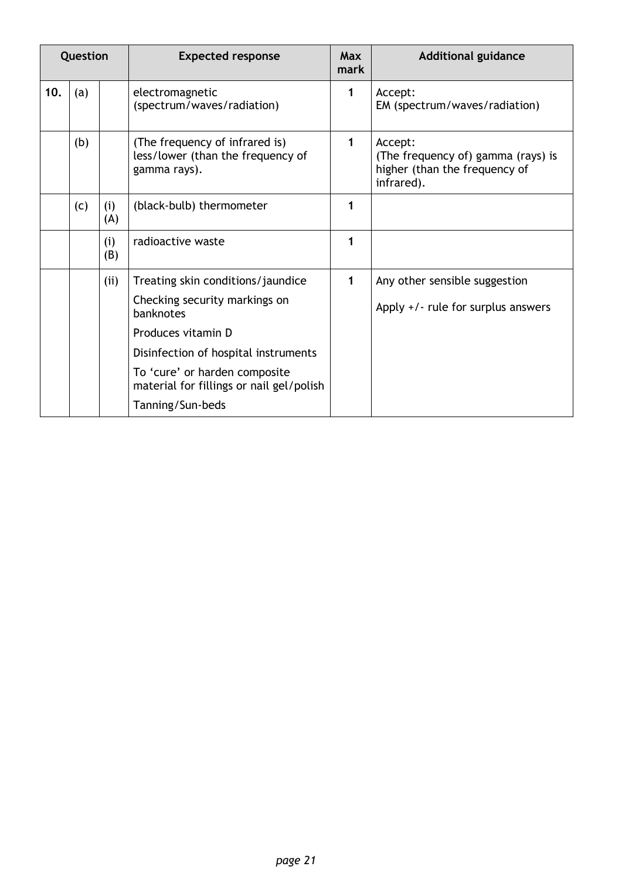| Question | | | Expected response | Max mark | Additional guidance |
|---|---|---|---|---|---|
| 10. | (a) | | electromagnetic (spectrum/waves/radiation) | 1 | Accept: EM (spectrum/waves/radiation) |
| | (b) | | (The frequency of infrared is) less/lower (than the frequency of gamma rays). | 1 | Accept: (The frequency of) gamma (rays) is higher (than the frequency of infrared). |
| | (c) | (i) (A) | (black-bulb) thermometer | 1 | |
| | | (i) (B) | radioactive waste | 1 | |
| | | (ii) | Treating skin conditions/jaundice<br>Checking security markings on banknotes<br>Produces vitamin D<br>Disinfection of hospital instruments<br>To 'cure' or harden composite material for fillings or nail gel/polish<br>Tanning/Sun-beds | 1 | Any other sensible suggestion<br>Apply +/- rule for surplus answers |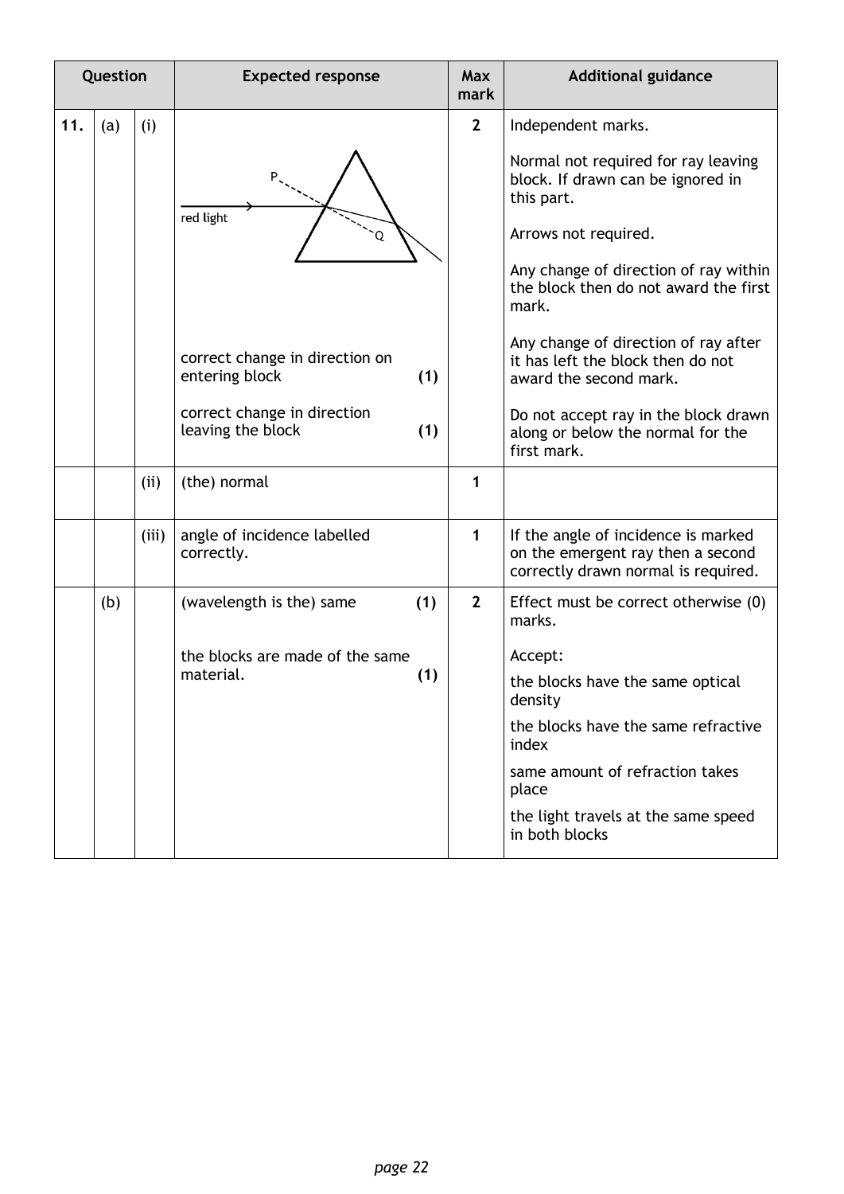| Question | | | Expected response | Max mark | Additional guidance |
|---|---|---|---|---|---|
| 11. | (a) | (i) | P, red light, Q<br><br>correct change in direction on entering block (1)<br><br>correct change in direction leaving the block (1) | 2 | Independent marks.<br><br>Normal not required for ray leaving block. If drawn can be ignored in this part.<br><br>Arrows not required.<br><br>Any change of direction of ray within the block then do not award the first mark.<br><br>Any change of direction of ray after it has left the block then do not award the second mark.<br><br>Do not accept ray in the block drawn along or below the normal for the first mark. |
| | | (ii) | (the) normal | 1 | |
| | | (iii) | angle of incidence labelled correctly. | 1 | If the angle of incidence is marked on the emergent ray then a second correctly drawn normal is required. |
| | (b) | | (wavelength is the) same (1)<br><br>the blocks are made of the same material. (1) | 2 | Effect must be correct otherwise (0) marks.<br><br>Accept:<br><br>the blocks have the same optical density<br><br>the blocks have the same refractive index<br><br>same amount of refraction takes place<br><br>the light travels at the same speed in both blocks |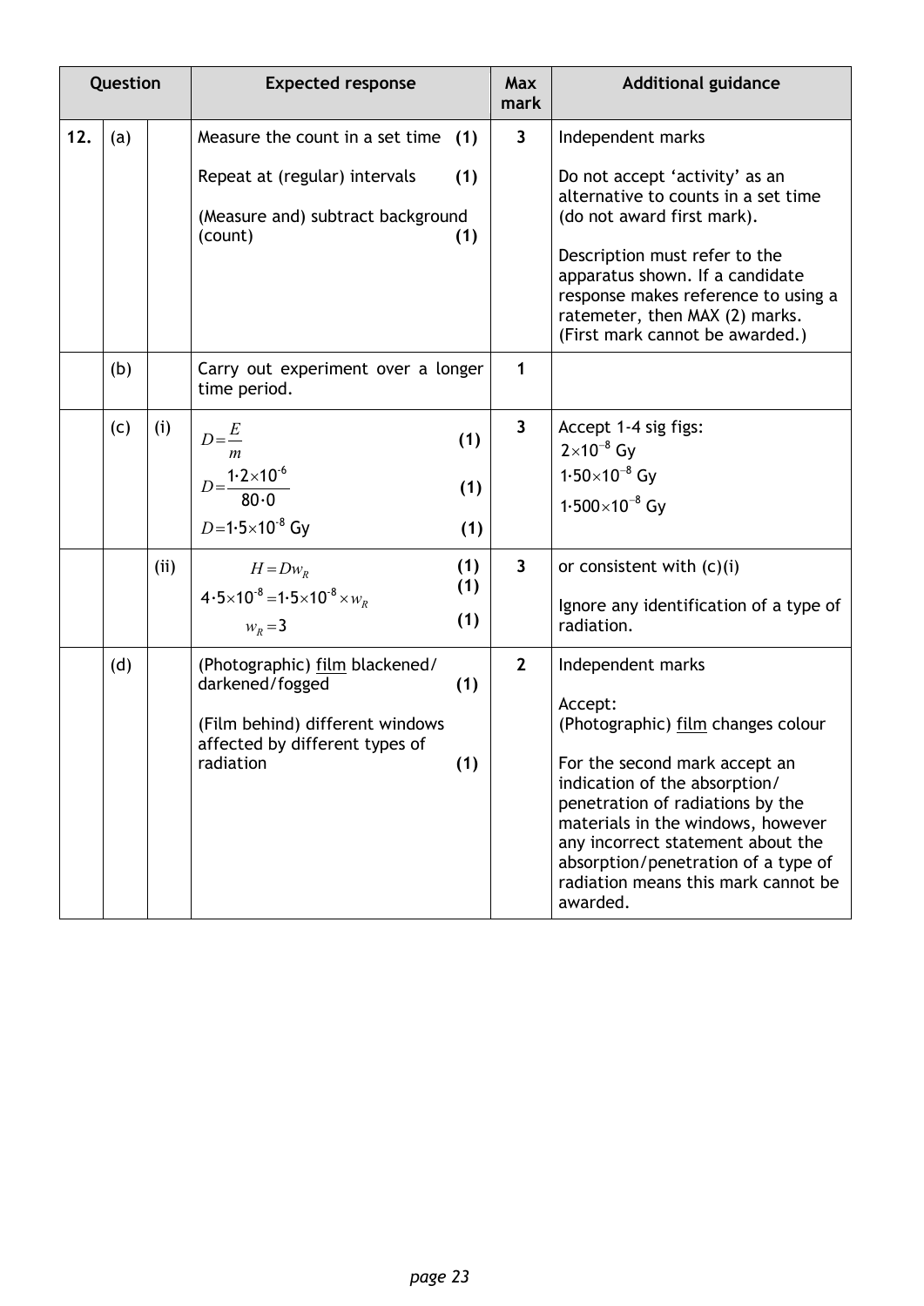| Question | | | Expected response | Max mark | Additional guidance |
|---|---|---|---|---|---|
| 12. | (a) | | Measure the count in a set time **(1)**<br><br>Repeat at (regular) intervals **(1)**<br><br>(Measure and) subtract background (count) **(1)** | 3 | Independent marks<br><br>Do not accept 'activity' as an alternative to counts in a set time (do not award first mark).<br><br>Description must refer to the apparatus shown. If a candidate response makes reference to using a ratemeter, then MAX (2) marks. (First mark cannot be awarded.) |
| | (b) | | Carry out experiment over a longer time period. | 1 | |
| | (c) | (i) | $D = \frac{E}{m}$ **(1)**<br><br>$D = \frac{1{\cdot}2\times10^{-6}}{80{\cdot}0}$ **(1)**<br><br>$D = 1{\cdot}5\times10^{-8}$ Gy **(1)** | 3 | Accept 1-4 sig figs:<br>$2\times10^{-8}$ Gy<br>$1{\cdot}50\times10^{-8}$ Gy<br>$1{\cdot}500\times10^{-8}$ Gy |
| | | (ii) | $H = Dw_R$ **(1)**<br>$4{\cdot}5\times10^{-8} = 1{\cdot}5\times10^{-8} \times w_R$ **(1)**<br>$w_R = 3$ **(1)** | 3 | or consistent with (c)(i)<br><br>Ignore any identification of a type of radiation. |
| | (d) | | (Photographic) film blackened/ darkened/fogged **(1)**<br><br>(Film behind) different windows affected by different types of radiation **(1)** | 2 | Independent marks<br><br>Accept:<br>(Photographic) film changes colour<br><br>For the second mark accept an indication of the absorption/ penetration of radiations by the materials in the windows, however any incorrect statement about the absorption/penetration of a type of radiation means this mark cannot be awarded. |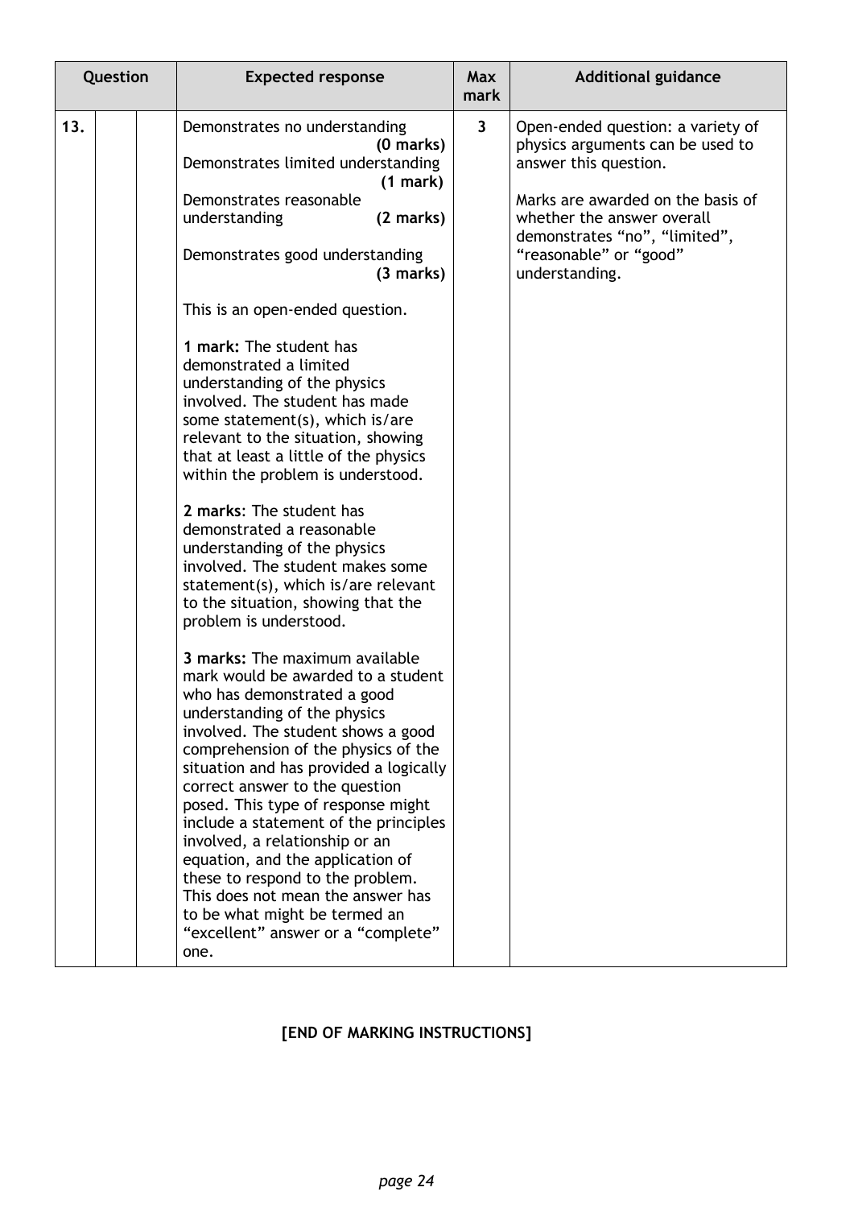| Question | | | Expected response | Max mark | Additional guidance |
|---|---|---|---|---|---|
| 13. | | | Demonstrates no understanding **(0 marks)**<br>Demonstrates limited understanding **(1 mark)**<br>Demonstrates reasonable understanding **(2 marks)**<br><br>Demonstrates good understanding **(3 marks)**<br><br>This is an open-ended question.<br><br>**1 mark:** The student has demonstrated a limited understanding of the physics involved. The student has made some statement(s), which is/are relevant to the situation, showing that at least a little of the physics within the problem is understood.<br><br>**2 marks**: The student has demonstrated a reasonable understanding of the physics involved. The student makes some statement(s), which is/are relevant to the situation, showing that the problem is understood.<br><br>**3 marks:** The maximum available mark would be awarded to a student who has demonstrated a good understanding of the physics involved. The student shows a good comprehension of the physics of the situation and has provided a logically correct answer to the question posed. This type of response might include a statement of the principles involved, a relationship or an equation, and the application of these to respond to the problem. This does not mean the answer has to be what might be termed an "excellent" answer or a "complete" one. | 3 | Open-ended question: a variety of physics arguments can be used to answer this question.<br><br>Marks are awarded on the basis of whether the answer overall demonstrates "no", "limited", "reasonable" or "good" understanding. |

**[END OF MARKING INSTRUCTIONS]**